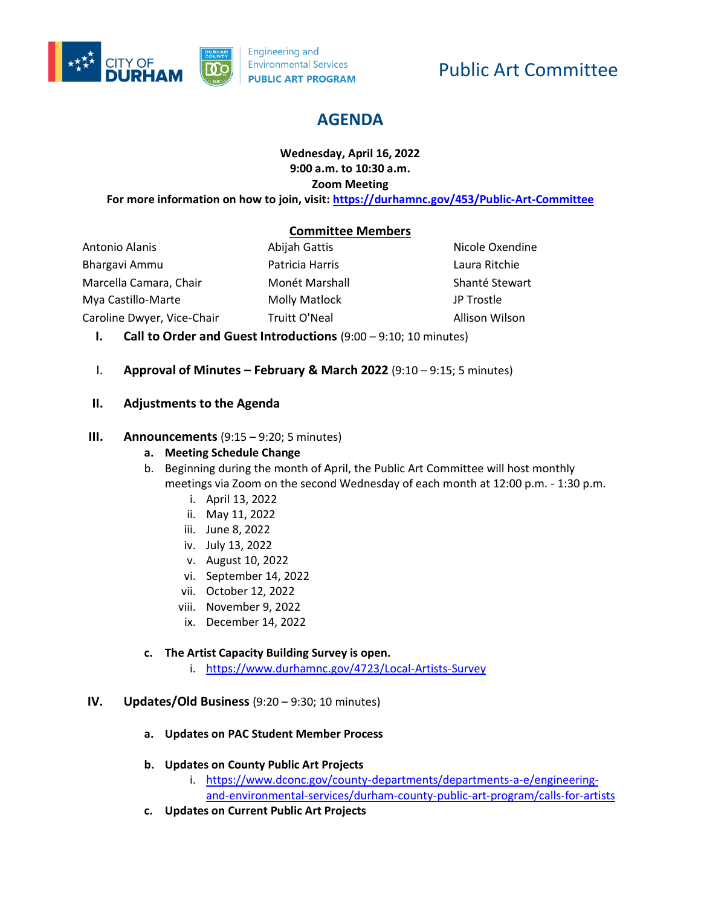CITY OF DURHAM | DURHAM COUNTY Engineering and Environmental Services PUBLIC ART PROGRAM

# Public Art Committee

## AGENDA

**Wednesday, April 16, 2022**
**9:00 a.m. to 10:30 a.m.**
**Zoom Meeting**
**For more information on how to join, visit: https://durhamnc.gov/453/Public-Art-Committee**

**Committee Members**

| | | |
|---|---|---|
| Antonio Alanis | Abijah Gattis | Nicole Oxendine |
| Bhargavi Ammu | Patricia Harris | Laura Ritchie |
| Marcella Camara, Chair | Monét Marshall | Shanté Stewart |
| Mya Castillo-Marte | Molly Matlock | JP Trostle |
| Caroline Dwyer, Vice-Chair | Truitt O'Neal | Allison Wilson |

I. **Call to Order and Guest Introductions** (9:00 – 9:10; 10 minutes)

I. **Approval of Minutes – February & March 2022** (9:10 – 9:15; 5 minutes)

II. **Adjustments to the Agenda**

III. **Announcements** (9:15 – 9:20; 5 minutes)

   a. **Meeting Schedule Change**

   b. Beginning during the month of April, the Public Art Committee will host monthly meetings via Zoom on the second Wednesday of each month at 12:00 p.m. - 1:30 p.m.

      i. April 13, 2022
      ii. May 11, 2022
      iii. June 8, 2022
      iv. July 13, 2022
      v. August 10, 2022
      vi. September 14, 2022
      vii. October 12, 2022
      viii. November 9, 2022
      ix. December 14, 2022

   c. **The Artist Capacity Building Survey is open.**

      i. https://www.durhamnc.gov/4723/Local-Artists-Survey

IV. **Updates/Old Business** (9:20 – 9:30; 10 minutes)

   a. **Updates on PAC Student Member Process**

   b. **Updates on County Public Art Projects**

      i. https://www.dconc.gov/county-departments/departments-a-e/engineering-and-environmental-services/durham-county-public-art-program/calls-for-artists

   c. **Updates on Current Public Art Projects**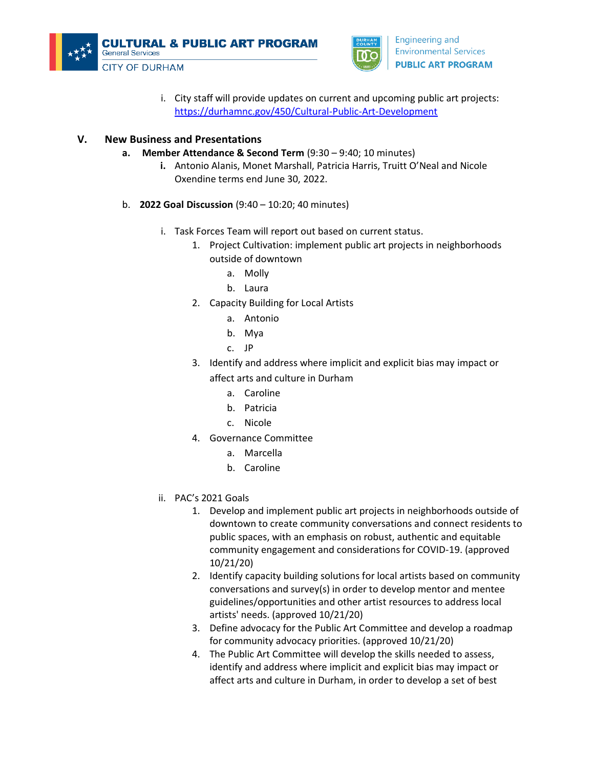i. City staff will provide updates on current and upcoming public art projects: [https://durhamnc.gov/450/Cultural-Public-Art-Development](https://durhamnc.gov/450/Cultural-Public-Art-Development)

## V. New Business and Presentations

a. **Member Attendance & Second Term** (9:30 – 9:40; 10 minutes)

   **i.** Antonio Alanis, Monet Marshall, Patricia Harris, Truitt O'Neal and Nicole Oxendine terms end June 30, 2022.

b. **2022 Goal Discussion** (9:40 – 10:20; 40 minutes)

   i. Task Forces Team will report out based on current status.

      1. Project Cultivation: implement public art projects in neighborhoods outside of downtown
         a. Molly
         b. Laura
      2. Capacity Building for Local Artists
         a. Antonio
         b. Mya
         c. JP
      3. Identify and address where implicit and explicit bias may impact or affect arts and culture in Durham
         a. Caroline
         b. Patricia
         c. Nicole
      4. Governance Committee
         a. Marcella
         b. Caroline

   ii. PAC's 2021 Goals

      1. Develop and implement public art projects in neighborhoods outside of downtown to create community conversations and connect residents to public spaces, with an emphasis on robust, authentic and equitable community engagement and considerations for COVID-19. (approved 10/21/20)
      2. Identify capacity building solutions for local artists based on community conversations and survey(s) in order to develop mentor and mentee guidelines/opportunities and other artist resources to address local artists' needs. (approved 10/21/20)
      3. Define advocacy for the Public Art Committee and develop a roadmap for community advocacy priorities. (approved 10/21/20)
      4. The Public Art Committee will develop the skills needed to assess, identify and address where implicit and explicit bias may impact or affect arts and culture in Durham, in order to develop a set of best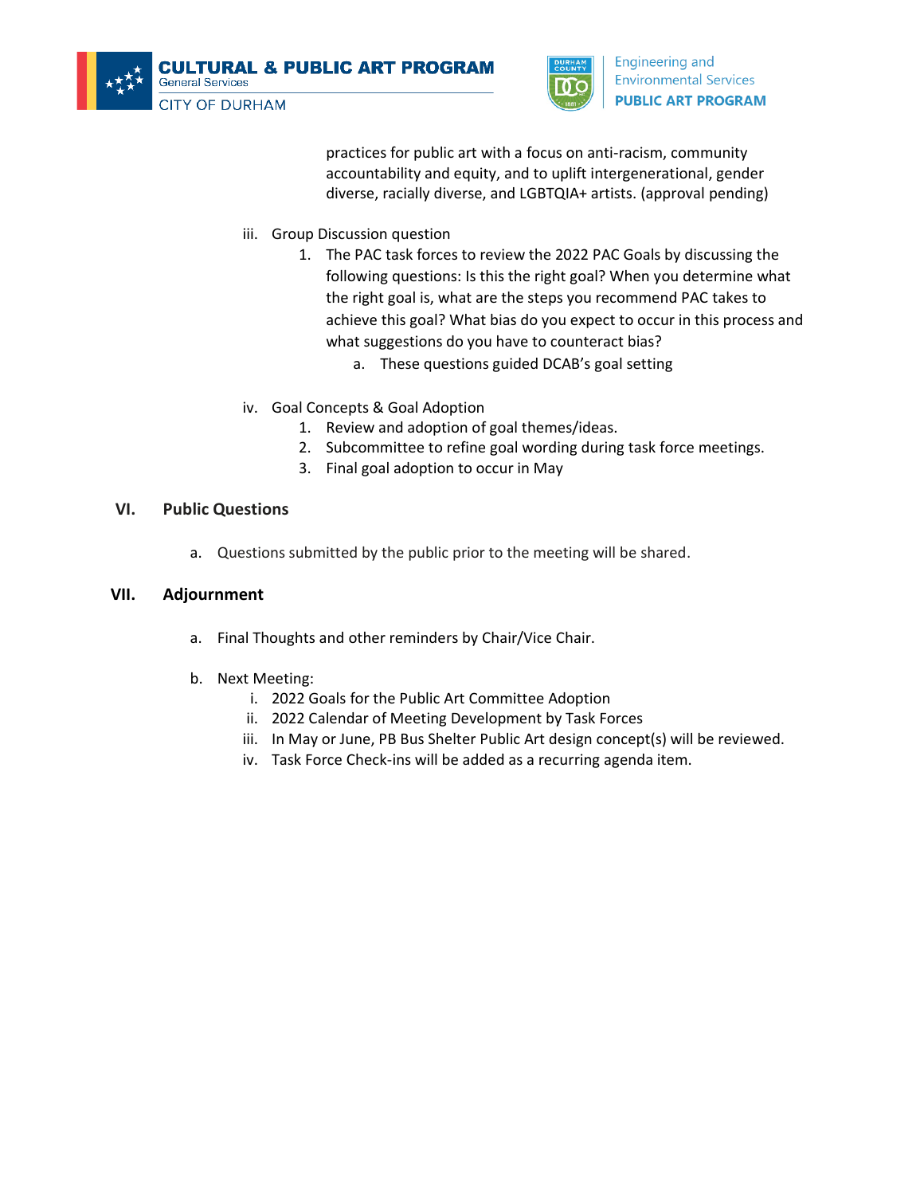practices for public art with a focus on anti-racism, community accountability and equity, and to uplift intergenerational, gender diverse, racially diverse, and LGBTQIA+ artists. (approval pending)

iii. Group Discussion question

1. The PAC task forces to review the 2022 PAC Goals by discussing the following questions: Is this the right goal? When you determine what the right goal is, what are the steps you recommend PAC takes to achieve this goal? What bias do you expect to occur in this process and what suggestions do you have to counteract bias?
   a. These questions guided DCAB's goal setting

iv. Goal Concepts & Goal Adoption

1. Review and adoption of goal themes/ideas.
2. Subcommittee to refine goal wording during task force meetings.
3. Final goal adoption to occur in May

## VI. Public Questions

a. Questions submitted by the public prior to the meeting will be shared.

## VII. Adjournment

a. Final Thoughts and other reminders by Chair/Vice Chair.

b. Next Meeting:
   i. 2022 Goals for the Public Art Committee Adoption
   ii. 2022 Calendar of Meeting Development by Task Forces
   iii. In May or June, PB Bus Shelter Public Art design concept(s) will be reviewed.
   iv. Task Force Check-ins will be added as a recurring agenda item.